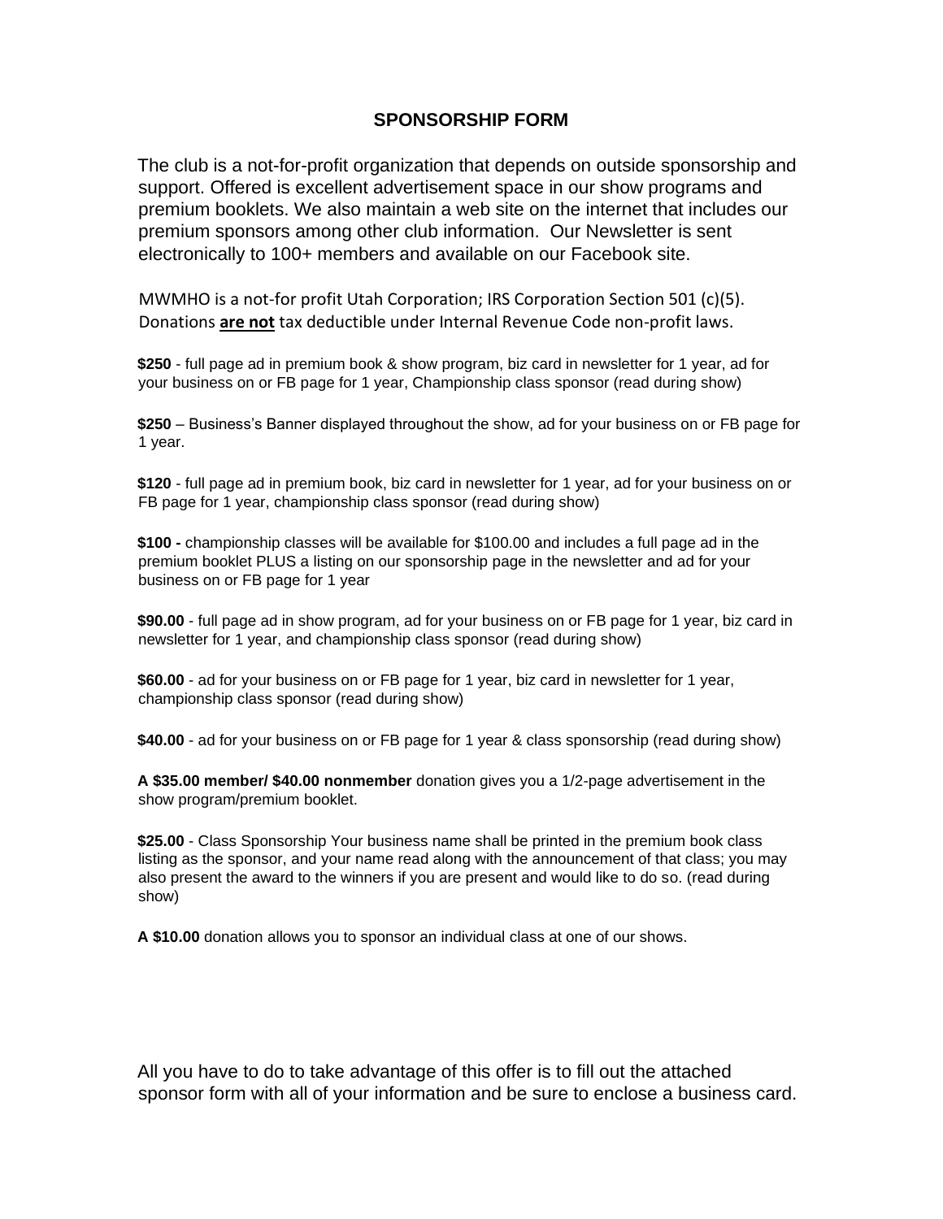# SPONSORSHIP FORM

The club is a not-for-profit organization that depends on outside sponsorship and support. Offered is excellent advertisement space in our show programs and premium booklets. We also maintain a web site on the internet that includes our premium sponsors among other club information. Our Newsletter is sent electronically to 100+ members and available on our Facebook site.

MWMHO is a not-for profit Utah Corporation; IRS Corporation Section 501 (c)(5). Donations **are not** tax deductible under Internal Revenue Code non-profit laws.

**$250** - full page ad in premium book & show program, biz card in newsletter for 1 year, ad for your business on or FB page for 1 year, Championship class sponsor (read during show)

**$250** – Business's Banner displayed throughout the show, ad for your business on or FB page for 1 year.

**$120** - full page ad in premium book, biz card in newsletter for 1 year, ad for your business on or FB page for 1 year, championship class sponsor (read during show)

**$100 -** championship classes will be available for $100.00 and includes a full page ad in the premium booklet PLUS a listing on our sponsorship page in the newsletter and ad for your business on or FB page for 1 year

**$90.00** - full page ad in show program, ad for your business on or FB page for 1 year, biz card in newsletter for 1 year, and championship class sponsor (read during show)

**$60.00** - ad for your business on or FB page for 1 year, biz card in newsletter for 1 year, championship class sponsor (read during show)

**$40.00** - ad for your business on or FB page for 1 year & class sponsorship (read during show)

**A $35.00 member/ $40.00 nonmember** donation gives you a 1/2-page advertisement in the show program/premium booklet.

**$25.00** - Class Sponsorship Your business name shall be printed in the premium book class listing as the sponsor, and your name read along with the announcement of that class; you may also present the award to the winners if you are present and would like to do so. (read during show)

**A $10.00** donation allows you to sponsor an individual class at one of our shows.

All you have to do to take advantage of this offer is to fill out the attached sponsor form with all of your information and be sure to enclose a business card.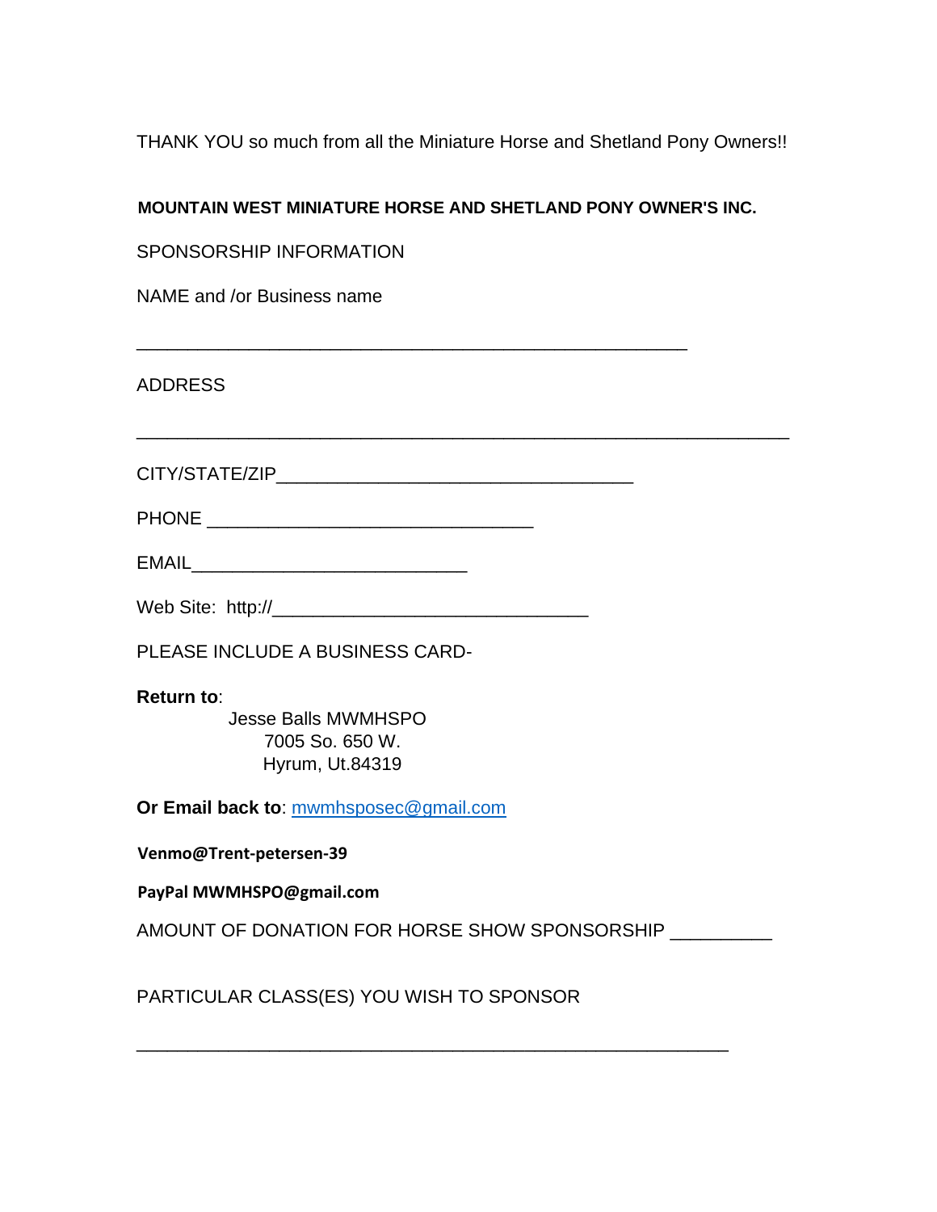THANK YOU so much from all the Miniature Horse and Shetland Pony Owners!!

**MOUNTAIN WEST MINIATURE HORSE AND SHETLAND PONY OWNER'S INC.**

SPONSORSHIP INFORMATION

NAME and /or Business name

______________________________________________________

ADDRESS

_________________________________________________________________

CITY/STATE/ZIP___________________________________

PHONE ________________________________

EMAIL___________________________

Web Site: http://_______________________________

PLEASE INCLUDE A BUSINESS CARD-

**Return to**:

Jesse Balls MWMHSPO
7005 So. 650 W.
Hyrum, Ut.84319

**Or Email back to**: mwmhsposec@gmail.com

**Venmo@Trent-petersen-39**

**PayPal MWMHSPO@gmail.com**

AMOUNT OF DONATION FOR HORSE SHOW SPONSORSHIP __________

PARTICULAR CLASS(ES) YOU WISH TO SPONSOR

__________________________________________________________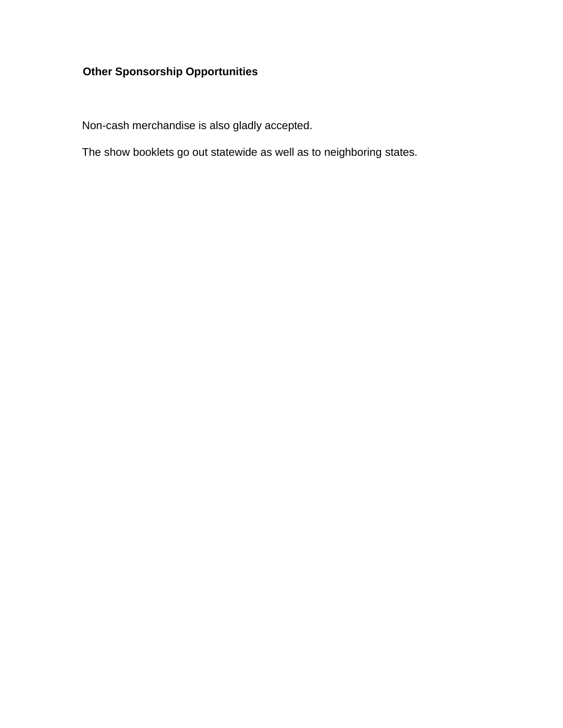**Other Sponsorship Opportunities**

Non-cash merchandise is also gladly accepted.

The show booklets go out statewide as well as to neighboring states.